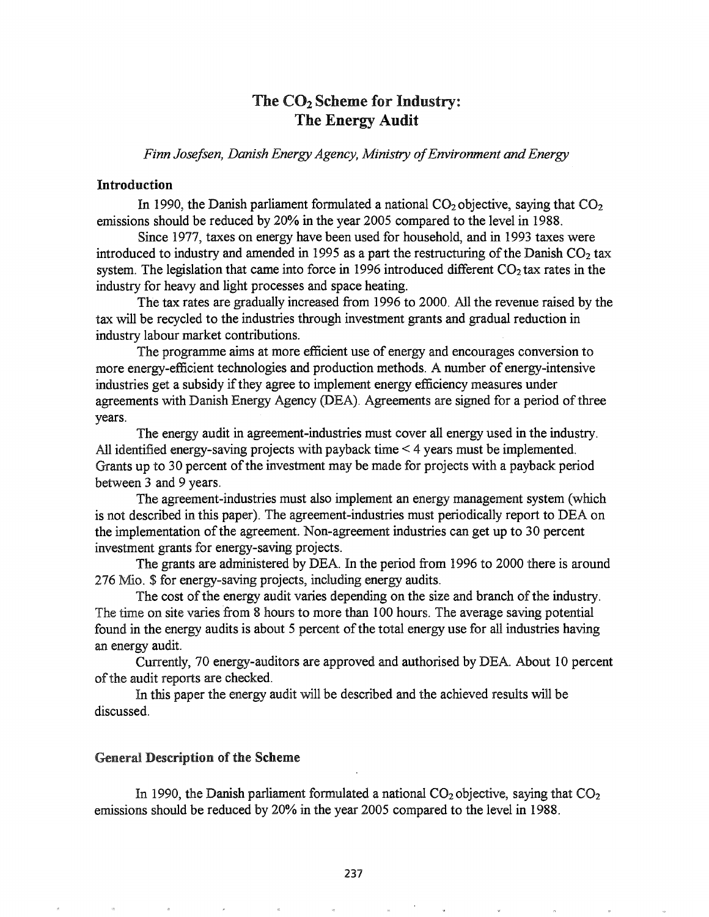# The $CO_2$ Scheme for Industry: The Energy Audit

*Finn Josefsen, Danish Energy Agency, Ministry of Environment and Energy*

## Introduction

In 1990, the Danish parliament formulated a national $CO_2$ objective, saying that $CO_2$ emissions should be reduced by 20% in the year 2005 compared to the level in 1988.

Since 1977, taxes on energy have been used for household, and in 1993 taxes were introduced to industry and amended in 1995 as a part the restructuring of the Danish $CO_2$ tax system. The legislation that came into force in 1996 introduced different $CO_2$ tax rates in the industry for heavy and light processes and space heating.

The tax rates are gradually increased from 1996 to 2000. All the revenue raised by the tax will be recycled to the industries through investment grants and gradual reduction in industry labour market contributions.

The programme aims at more efficient use of energy and encourages conversion to more energy-efficient technologies and production methods. A number of energy-intensive industries get a subsidy if they agree to implement energy efficiency measures under agreements with Danish Energy Agency (DEA). Agreements are signed for a period of three years.

The energy audit in agreement-industries must cover all energy used in the industry. All identified energy-saving projects with payback time < 4 years must be implemented. Grants up to 30 percent of the investment may be made for projects with a payback period between 3 and 9 years.

The agreement-industries must also implement an energy management system (which is not described in this paper). The agreement-industries must periodically report to DEA on the implementation of the agreement. Non-agreement industries can get up to 30 percent investment grants for energy-saving projects.

The grants are administered by DEA. In the period from 1996 to 2000 there is around 276 Mio. $ for energy-saving projects, including energy audits.

The cost of the energy audit varies depending on the size and branch of the industry. The time on site varies from 8 hours to more than 100 hours. The average saving potential found in the energy audits is about 5 percent of the total energy use for all industries having an energy audit.

Currently, 70 energy-auditors are approved and authorised by DEA. About 10 percent of the audit reports are checked.

In this paper the energy audit will be described and the achieved results will be discussed.

## General Description of the Scheme

In 1990, the Danish parliament formulated a national $CO_2$ objective, saying that $CO_2$ emissions should be reduced by 20% in the year 2005 compared to the level in 1988.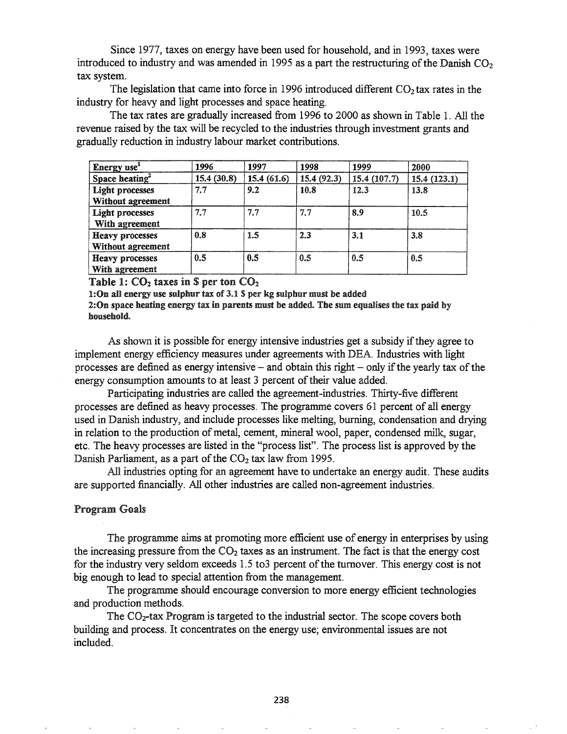Since 1977, taxes on energy have been used for household, and in 1993, taxes were introduced to industry and was amended in 1995 as a part the restructuring of the Danish $CO_2$ tax system.

The legislation that came into force in 1996 introduced different $CO_2$ tax rates in the industry for heavy and light processes and space heating.

The tax rates are gradually increased from 1996 to 2000 as shown in Table 1. All the revenue raised by the tax will be recycled to the industries through investment grants and gradually reduction in industry labour market contributions.

| Energy use[1] | 1996 | 1997 | 1998 | 1999 | 2000 |
|---|---|---|---|---|---|
| Space heating[2] | 15.4 (30.8) | 15.4 (61.6) | 15.4 (92.3) | 15.4 (107.7) | 15.4 (123.1) |
| Light processes Without agreement | 7.7 | 9.2 | 10.8 | 12.3 | 13.8 |
| Light processes With agreement | 7.7 | 7.7 | 7.7 | 8.9 | 10.5 |
| Heavy processes Without agreement | 0.8 | 1.5 | 2.3 | 3.1 | 3.8 |
| Heavy processes With agreement | 0.5 | 0.5 | 0.5 | 0.5 | 0.5 |

**Table 1: $CO_2$ taxes in $ per ton $CO_2$**

**1:On all energy use sulphur tax of 3.1 $ per kg sulphur must be added**

**2:On space heating energy tax in parents must be added. The sum equalises the tax paid by household.**

As shown it is possible for energy intensive industries get a subsidy if they agree to implement energy efficiency measures under agreements with DEA. Industries with light processes are defined as energy intensive – and obtain this right – only if the yearly tax of the energy consumption amounts to at least 3 percent of their value added.

Participating industries are called the agreement-industries. Thirty-five different processes are defined as heavy processes. The programme covers 61 percent of all energy used in Danish industry, and include processes like melting, burning, condensation and drying in relation to the production of metal, cement, mineral wool, paper, condensed milk, sugar, etc. The heavy processes are listed in the "process list". The process list is approved by the Danish Parliament, as a part of the $CO_2$ tax law from 1995.

All industries opting for an agreement have to undertake an energy audit. These audits are supported financially. All other industries are called non-agreement industries.

## Program Goals

The programme aims at promoting more efficient use of energy in enterprises by using the increasing pressure from the $CO_2$ taxes as an instrument. The fact is that the energy cost for the industry very seldom exceeds 1.5 to3 percent of the turnover. This energy cost is not big enough to lead to special attention from the management.

The programme should encourage conversion to more energy efficient technologies and production methods.

The $CO_2$-tax Program is targeted to the industrial sector. The scope covers both building and process. It concentrates on the energy use; environmental issues are not included.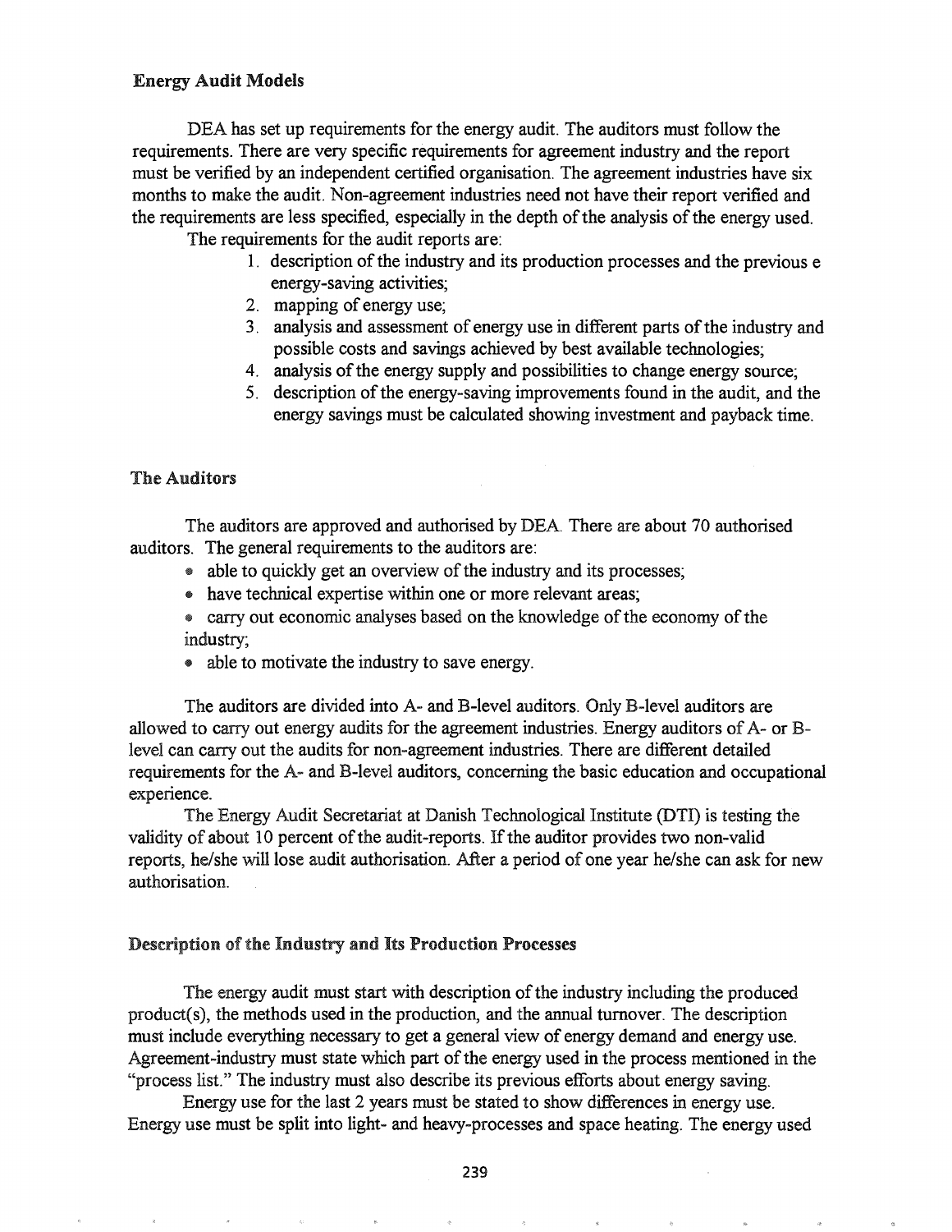## Energy Audit Models

DEA has set up requirements for the energy audit. The auditors must follow the requirements. There are very specific requirements for agreement industry and the report must be verified by an independent certified organisation. The agreement industries have six months to make the audit. Non-agreement industries need not have their report verified and the requirements are less specified, especially in the depth of the analysis of the energy used.

The requirements for the audit reports are:

1. description of the industry and its production processes and the previous e energy-saving activities;
2. mapping of energy use;
3. analysis and assessment of energy use in different parts of the industry and possible costs and savings achieved by best available technologies;
4. analysis of the energy supply and possibilities to change energy source;
5. description of the energy-saving improvements found in the audit, and the energy savings must be calculated showing investment and payback time.

## The Auditors

The auditors are approved and authorised by DEA. There are about 70 authorised auditors. The general requirements to the auditors are:

- able to quickly get an overview of the industry and its processes;
- have technical expertise within one or more relevant areas;
- carry out economic analyses based on the knowledge of the economy of the industry;
- able to motivate the industry to save energy.

The auditors are divided into A- and B-level auditors. Only B-level auditors are allowed to carry out energy audits for the agreement industries. Energy auditors of A- or B-level can carry out the audits for non-agreement industries. There are different detailed requirements for the A- and B-level auditors, concerning the basic education and occupational experience.

The Energy Audit Secretariat at Danish Technological Institute (DTI) is testing the validity of about 10 percent of the audit-reports. If the auditor provides two non-valid reports, he/she will lose audit authorisation. After a period of one year he/she can ask for new authorisation.

## Description of the Industry and Its Production Processes

The energy audit must start with description of the industry including the produced product(s), the methods used in the production, and the annual turnover. The description must include everything necessary to get a general view of energy demand and energy use. Agreement-industry must state which part of the energy used in the process mentioned in the "process list." The industry must also describe its previous efforts about energy saving.

Energy use for the last 2 years must be stated to show differences in energy use. Energy use must be split into light- and heavy-processes and space heating. The energy used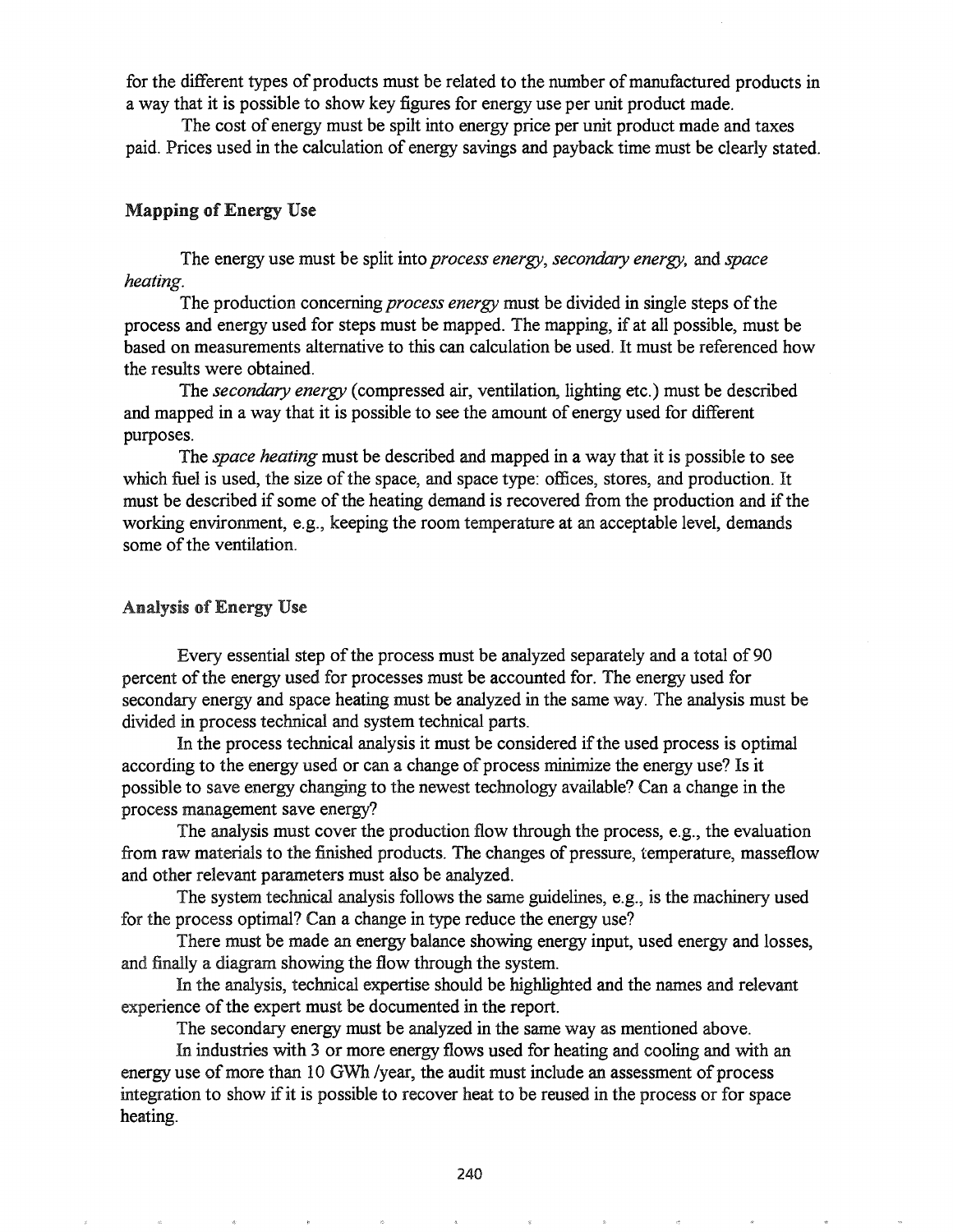for the different types of products must be related to the number of manufactured products in a way that it is possible to show key figures for energy use per unit product made.

The cost of energy must be spilt into energy price per unit product made and taxes paid. Prices used in the calculation of energy savings and payback time must be clearly stated.

## Mapping of Energy Use

The energy use must be split into *process energy*, *secondary energy*, and *space heating*.

The production concerning *process energy* must be divided in single steps of the process and energy used for steps must be mapped. The mapping, if at all possible, must be based on measurements alternative to this can calculation be used. It must be referenced how the results were obtained.

The *secondary energy* (compressed air, ventilation, lighting etc.) must be described and mapped in a way that it is possible to see the amount of energy used for different purposes.

The *space heating* must be described and mapped in a way that it is possible to see which fuel is used, the size of the space, and space type: offices, stores, and production. It must be described if some of the heating demand is recovered from the production and if the working environment, e.g., keeping the room temperature at an acceptable level, demands some of the ventilation.

## Analysis of Energy Use

Every essential step of the process must be analyzed separately and a total of 90 percent of the energy used for processes must be accounted for. The energy used for secondary energy and space heating must be analyzed in the same way. The analysis must be divided in process technical and system technical parts.

In the process technical analysis it must be considered if the used process is optimal according to the energy used or can a change of process minimize the energy use? Is it possible to save energy changing to the newest technology available? Can a change in the process management save energy?

The analysis must cover the production flow through the process, e.g., the evaluation from raw materials to the finished products. The changes of pressure, temperature, masseflow and other relevant parameters must also be analyzed.

The system technical analysis follows the same guidelines, e.g., is the machinery used for the process optimal? Can a change in type reduce the energy use?

There must be made an energy balance showing energy input, used energy and losses, and finally a diagram showing the flow through the system.

In the analysis, technical expertise should be highlighted and the names and relevant experience of the expert must be documented in the report.

The secondary energy must be analyzed in the same way as mentioned above.

In industries with 3 or more energy flows used for heating and cooling and with an energy use of more than 10 GWh /year, the audit must include an assessment of process integration to show if it is possible to recover heat to be reused in the process or for space heating.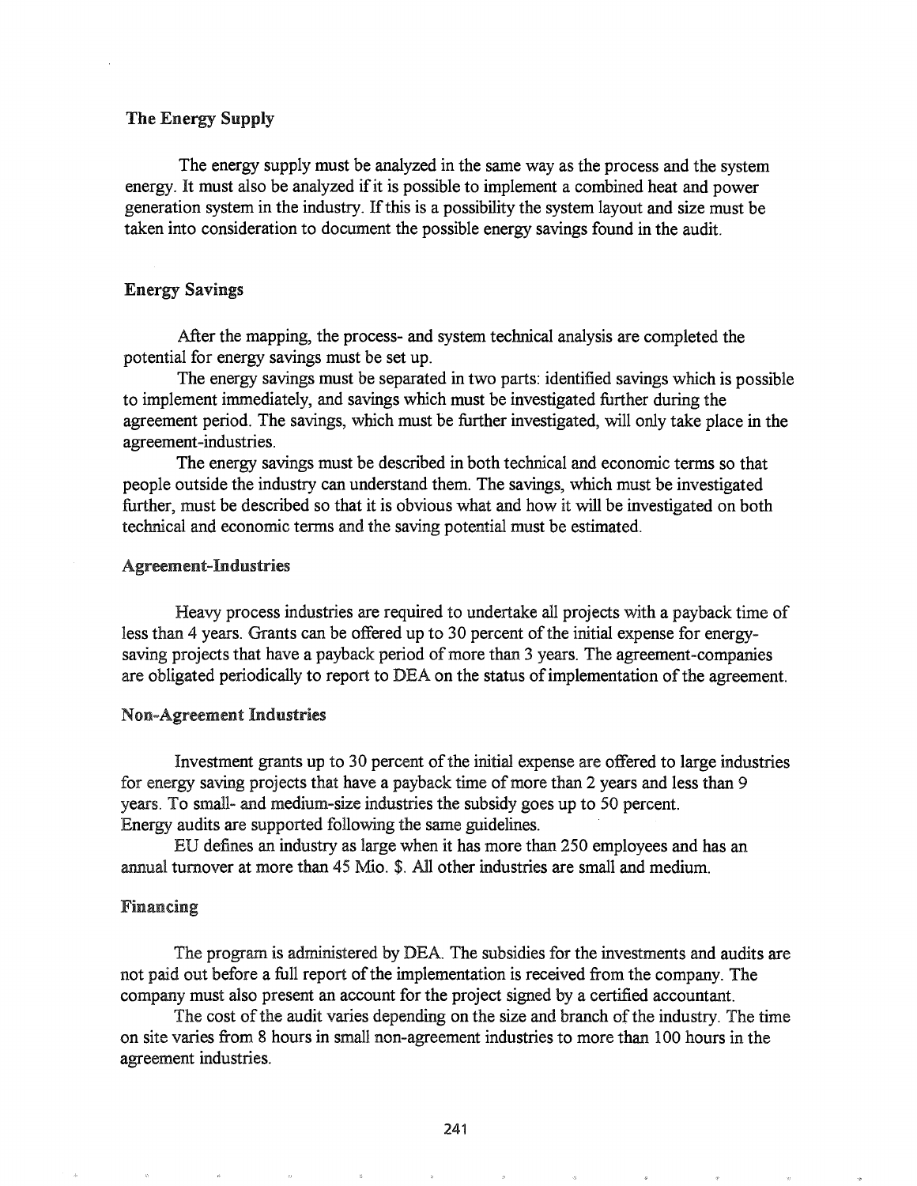### The Energy Supply

The energy supply must be analyzed in the same way as the process and the system energy. It must also be analyzed if it is possible to implement a combined heat and power generation system in the industry. If this is a possibility the system layout and size must be taken into consideration to document the possible energy savings found in the audit.

### Energy Savings

After the mapping, the process- and system technical analysis are completed the potential for energy savings must be set up.

The energy savings must be separated in two parts: identified savings which is possible to implement immediately, and savings which must be investigated further during the agreement period. The savings, which must be further investigated, will only take place in the agreement-industries.

The energy savings must be described in both technical and economic terms so that people outside the industry can understand them. The savings, which must be investigated further, must be described so that it is obvious what and how it will be investigated on both technical and economic terms and the saving potential must be estimated.

### Agreement-Industries

Heavy process industries are required to undertake all projects with a payback time of less than 4 years. Grants can be offered up to 30 percent of the initial expense for energy-saving projects that have a payback period of more than 3 years. The agreement-companies are obligated periodically to report to DEA on the status of implementation of the agreement.

### Non-Agreement Industries

Investment grants up to 30 percent of the initial expense are offered to large industries for energy saving projects that have a payback time of more than 2 years and less than 9 years. To small- and medium-size industries the subsidy goes up to 50 percent. Energy audits are supported following the same guidelines.

EU defines an industry as large when it has more than 250 employees and has an annual turnover at more than 45 Mio. $. All other industries are small and medium.

### Financing

The program is administered by DEA. The subsidies for the investments and audits are not paid out before a full report of the implementation is received from the company. The company must also present an account for the project signed by a certified accountant.

The cost of the audit varies depending on the size and branch of the industry. The time on site varies from 8 hours in small non-agreement industries to more than 100 hours in the agreement industries.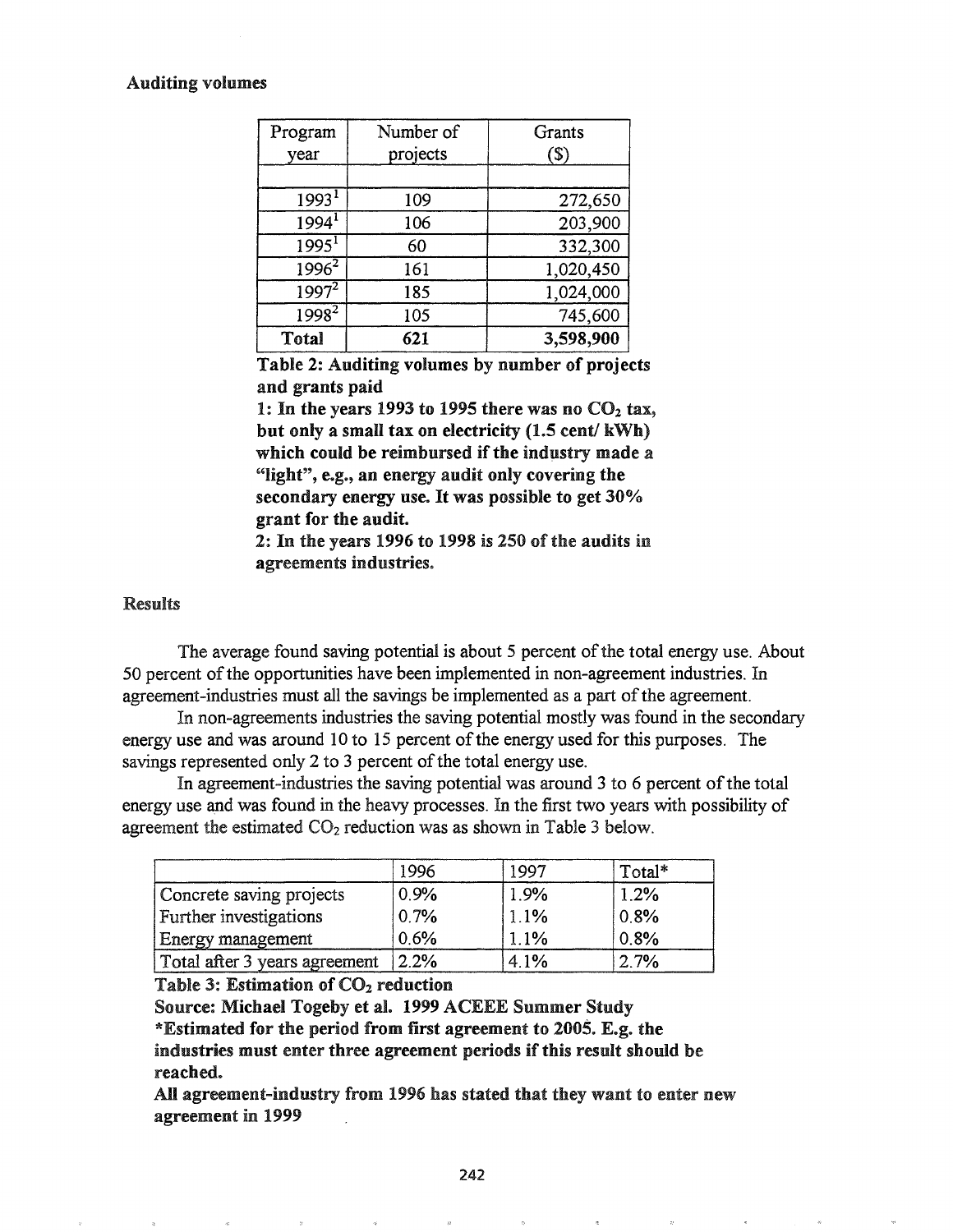### Auditing volumes

| Program year | Number of projects | Grants ($) |
|---|---|---|
| | | |
| 1993[1] | 109 | 272,650 |
| 1994[1] | 106 | 203,900 |
| 1995[1] | 60 | 332,300 |
| 1996[2] | 161 | 1,020,450 |
| 1997[2] | 185 | 1,024,000 |
| 1998[2] | 105 | 745,600 |
| **Total** | **621** | **3,598,900** |

**Table 2: Auditing volumes by number of projects and grants paid**

**1: In the years 1993 to 1995 there was no $CO_2$ tax, but only a small tax on electricity (1.5 cent/ kWh) which could be reimbursed if the industry made a "light", e.g., an energy audit only covering the secondary energy use. It was possible to get 30% grant for the audit.**

**2: In the years 1996 to 1998 is 250 of the audits in agreements industries.**

### Results

The average found saving potential is about 5 percent of the total energy use. About 50 percent of the opportunities have been implemented in non-agreement industries. In agreement-industries must all the savings be implemented as a part of the agreement.

In non-agreements industries the saving potential mostly was found in the secondary energy use and was around 10 to 15 percent of the energy used for this purposes. The savings represented only 2 to 3 percent of the total energy use.

In agreement-industries the saving potential was around 3 to 6 percent of the total energy use and was found in the heavy processes. In the first two years with possibility of agreement the estimated $CO_2$ reduction was as shown in Table 3 below.

| | 1996 | 1997 | Total* |
|---|---|---|---|
| Concrete saving projects | 0.9% | 1.9% | 1.2% |
| Further investigations | 0.7% | 1.1% | 0.8% |
| Energy management | 0.6% | 1.1% | 0.8% |
| Total after 3 years agreement | 2.2% | 4.1% | 2.7% |

**Table 3: Estimation of $CO_2$ reduction**

**Source: Michael Togeby et al. 1999 ACEEE Summer Study**

**\*Estimated for the period from first agreement to 2005. E.g. the industries must enter three agreement periods if this result should be reached.**

**All agreement-industry from 1996 has stated that they want to enter new agreement in 1999**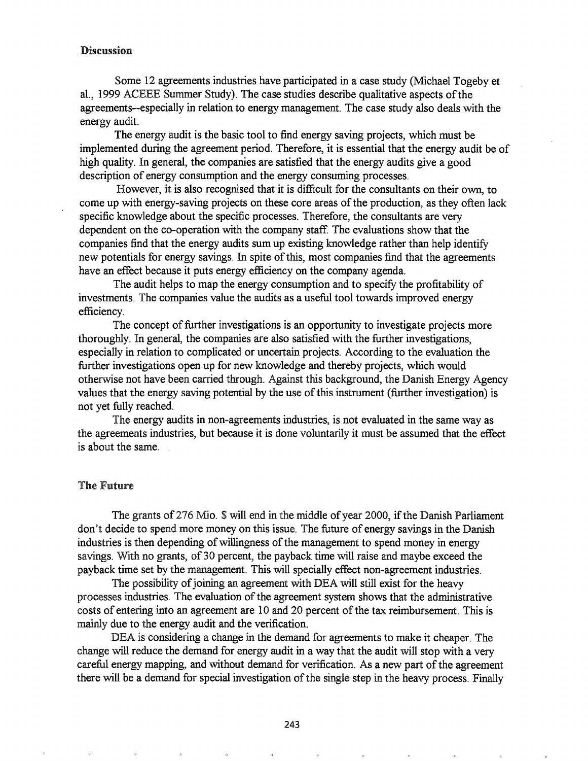### Discussion

Some 12 agreements industries have participated in a case study (Michael Togeby et al., 1999 ACEEE Summer Study). The case studies describe qualitative aspects of the agreements--especially in relation to energy management. The case study also deals with the energy audit.

The energy audit is the basic tool to find energy saving projects, which must be implemented during the agreement period. Therefore, it is essential that the energy audit be of high quality. In general, the companies are satisfied that the energy audits give a good description of energy consumption and the energy consuming processes.

However, it is also recognised that it is difficult for the consultants on their own, to come up with energy-saving projects on these core areas of the production, as they often lack specific knowledge about the specific processes. Therefore, the consultants are very dependent on the co-operation with the company staff. The evaluations show that the companies find that the energy audits sum up existing knowledge rather than help identify new potentials for energy savings. In spite of this, most companies find that the agreements have an effect because it puts energy efficiency on the company agenda.

The audit helps to map the energy consumption and to specify the profitability of investments. The companies value the audits as a useful tool towards improved energy efficiency.

The concept of further investigations is an opportunity to investigate projects more thoroughly. In general, the companies are also satisfied with the further investigations, especially in relation to complicated or uncertain projects. According to the evaluation the further investigations open up for new knowledge and thereby projects, which would otherwise not have been carried through. Against this background, the Danish Energy Agency values that the energy saving potential by the use of this instrument (further investigation) is not yet fully reached.

The energy audits in non-agreements industries, is not evaluated in the same way as the agreements industries, but because it is done voluntarily it must be assumed that the effect is about the same.

### The Future

The grants of 276 Mio. $ will end in the middle of year 2000, if the Danish Parliament don't decide to spend more money on this issue. The future of energy savings in the Danish industries is then depending of willingness of the management to spend money in energy savings. With no grants, of 30 percent, the payback time will raise and maybe exceed the payback time set by the management. This will specially effect non-agreement industries.

The possibility of joining an agreement with DEA will still exist for the heavy processes industries. The evaluation of the agreement system shows that the administrative costs of entering into an agreement are 10 and 20 percent of the tax reimbursement. This is mainly due to the energy audit and the verification.

DEA is considering a change in the demand for agreements to make it cheaper. The change will reduce the demand for energy audit in a way that the audit will stop with a very careful energy mapping, and without demand for verification. As a new part of the agreement there will be a demand for special investigation of the single step in the heavy process. Finally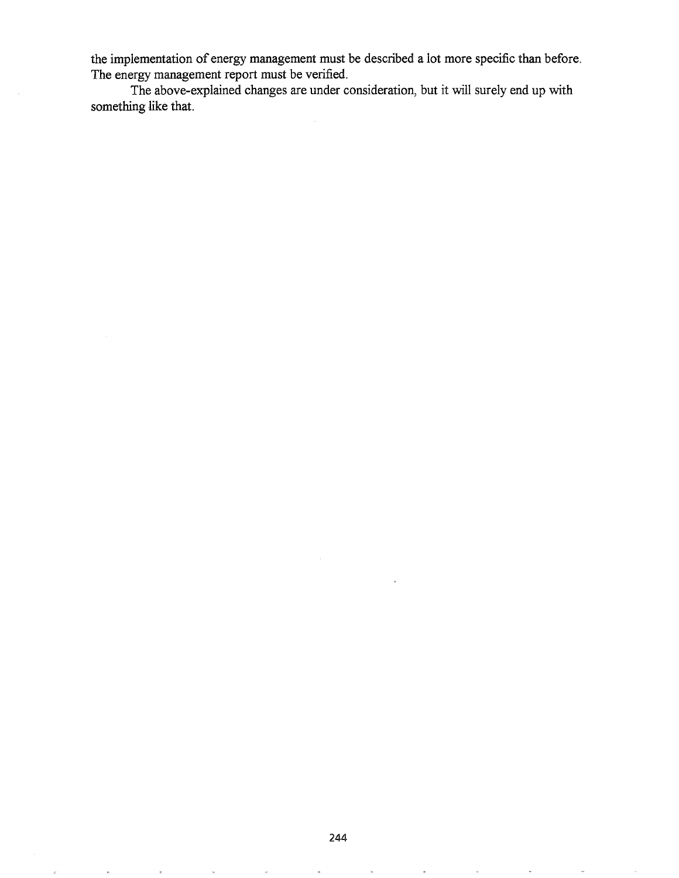the implementation of energy management must be described a lot more specific than before. The energy management report must be verified.

The above-explained changes are under consideration, but it will surely end up with something like that.